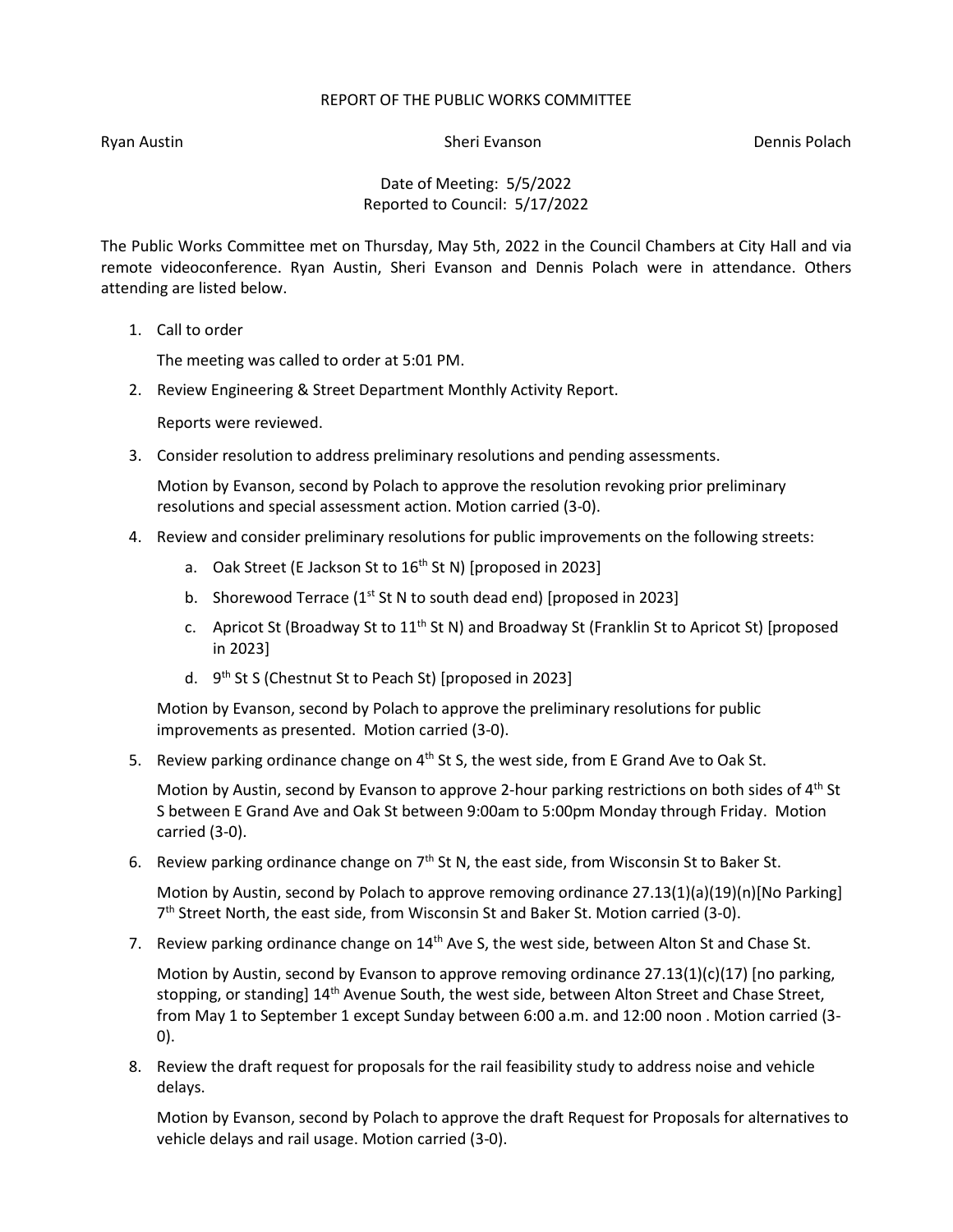# REPORT OF THE PUBLIC WORKS COMMITTEE

Ryan Austin Sheri Evanson Dennis Polach

Date of Meeting: 5/5/2022
Reported to Council: 5/17/2022

The Public Works Committee met on Thursday, May 5th, 2022 in the Council Chambers at City Hall and via remote videoconference. Ryan Austin, Sheri Evanson and Dennis Polach were in attendance. Others attending are listed below.

1. Call to order

   The meeting was called to order at 5:01 PM.

2. Review Engineering & Street Department Monthly Activity Report.

   Reports were reviewed.

3. Consider resolution to address preliminary resolutions and pending assessments.

   Motion by Evanson, second by Polach to approve the resolution revoking prior preliminary resolutions and special assessment action. Motion carried (3-0).

4. Review and consider preliminary resolutions for public improvements on the following streets:

   a. Oak Street (E Jackson St to 16th St N) [proposed in 2023]
   b. Shorewood Terrace (1st St N to south dead end) [proposed in 2023]
   c. Apricot St (Broadway St to 11th St N) and Broadway St (Franklin St to Apricot St) [proposed in 2023]
   d. 9th St S (Chestnut St to Peach St) [proposed in 2023]

   Motion by Evanson, second by Polach to approve the preliminary resolutions for public improvements as presented. Motion carried (3-0).

5. Review parking ordinance change on 4th St S, the west side, from E Grand Ave to Oak St.

   Motion by Austin, second by Evanson to approve 2-hour parking restrictions on both sides of 4th St S between E Grand Ave and Oak St between 9:00am to 5:00pm Monday through Friday. Motion carried (3-0).

6. Review parking ordinance change on 7th St N, the east side, from Wisconsin St to Baker St.

   Motion by Austin, second by Polach to approve removing ordinance 27.13(1)(a)(19)(n)[No Parking] 7th Street North, the east side, from Wisconsin St and Baker St. Motion carried (3-0).

7. Review parking ordinance change on 14th Ave S, the west side, between Alton St and Chase St.

   Motion by Austin, second by Evanson to approve removing ordinance 27.13(1)(c)(17) [no parking, stopping, or standing] 14th Avenue South, the west side, between Alton Street and Chase Street, from May 1 to September 1 except Sunday between 6:00 a.m. and 12:00 noon . Motion carried (3-0).

8. Review the draft request for proposals for the rail feasibility study to address noise and vehicle delays.

   Motion by Evanson, second by Polach to approve the draft Request for Proposals for alternatives to vehicle delays and rail usage. Motion carried (3-0).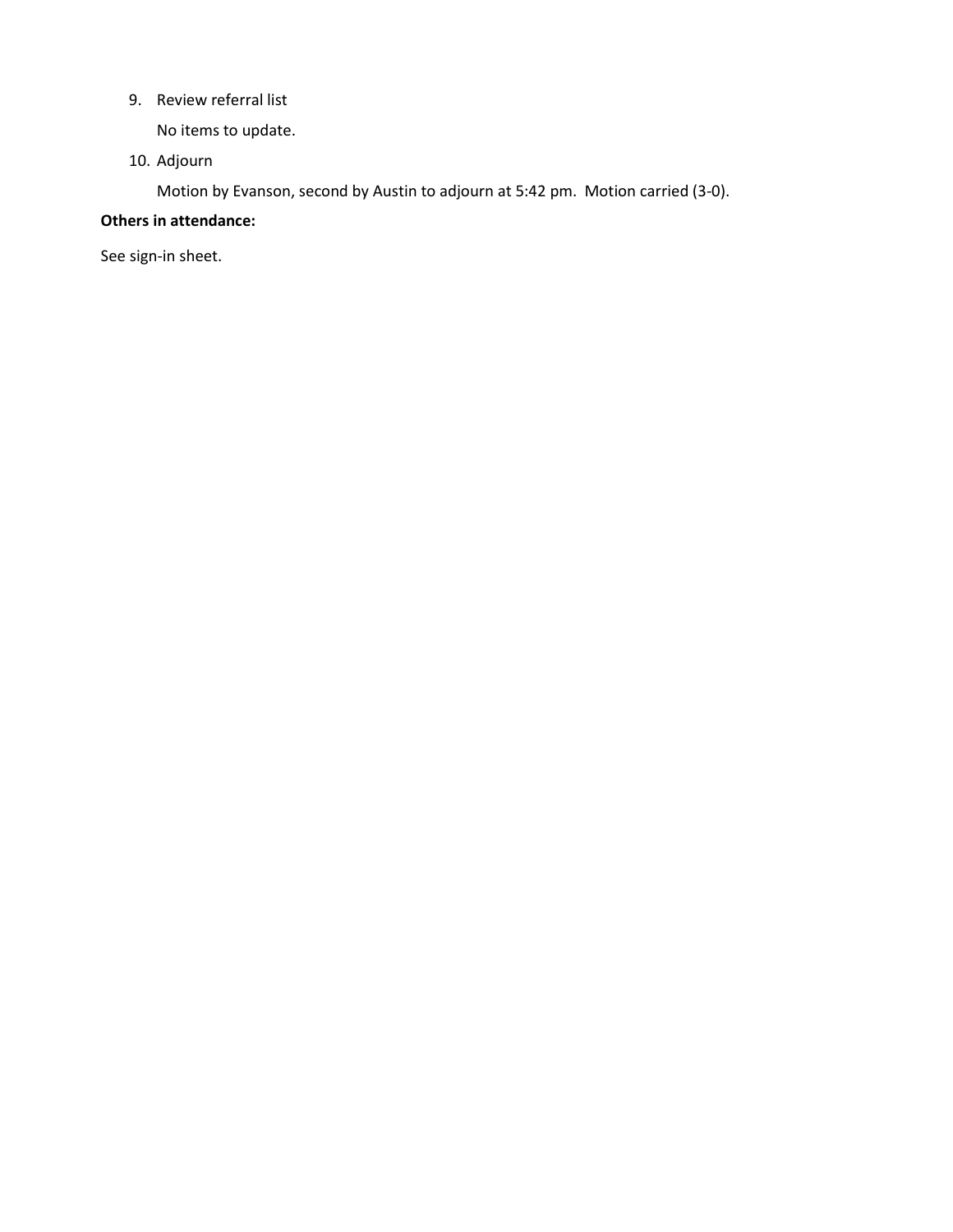9. Review referral list

   No items to update.

10. Adjourn

    Motion by Evanson, second by Austin to adjourn at 5:42 pm. Motion carried (3-0).

**Others in attendance:**

See sign-in sheet.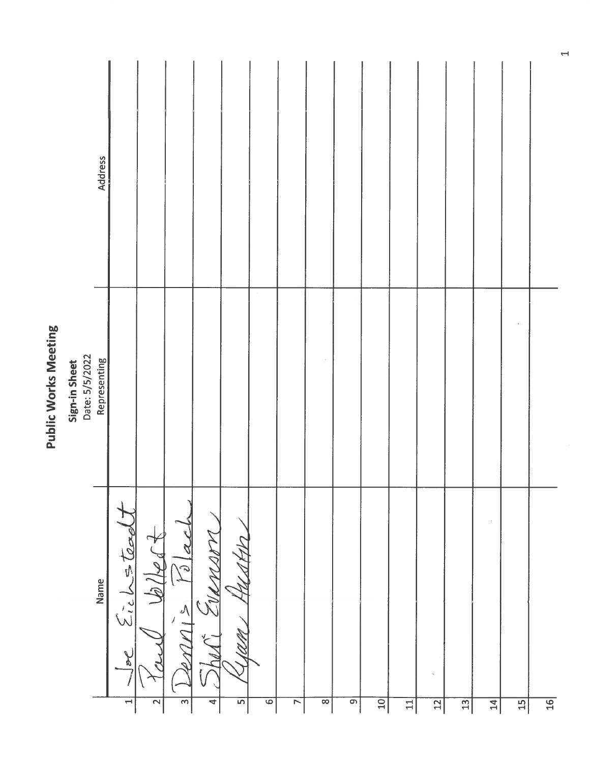# Public Works Meeting

**Sign-in Sheet**

Date: 5/5/2022

| | Name | Representing | Address |
|---|---|---|---|
| 1 | Joe Eichstaedt | | |
| 2 | Paul Wollert | | |
| 3 | Dennis Polach | | |
| 4 | Sheri Evenson | | |
| 5 | Ryan Austin | | |
| 6 | | | |
| 7 | | | |
| 8 | | | |
| 9 | | | |
| 10 | | | |
| 11 | | | |
| 12 | | | |
| 13 | | | |
| 14 | | | |
| 15 | | | |
| 16 | | | |